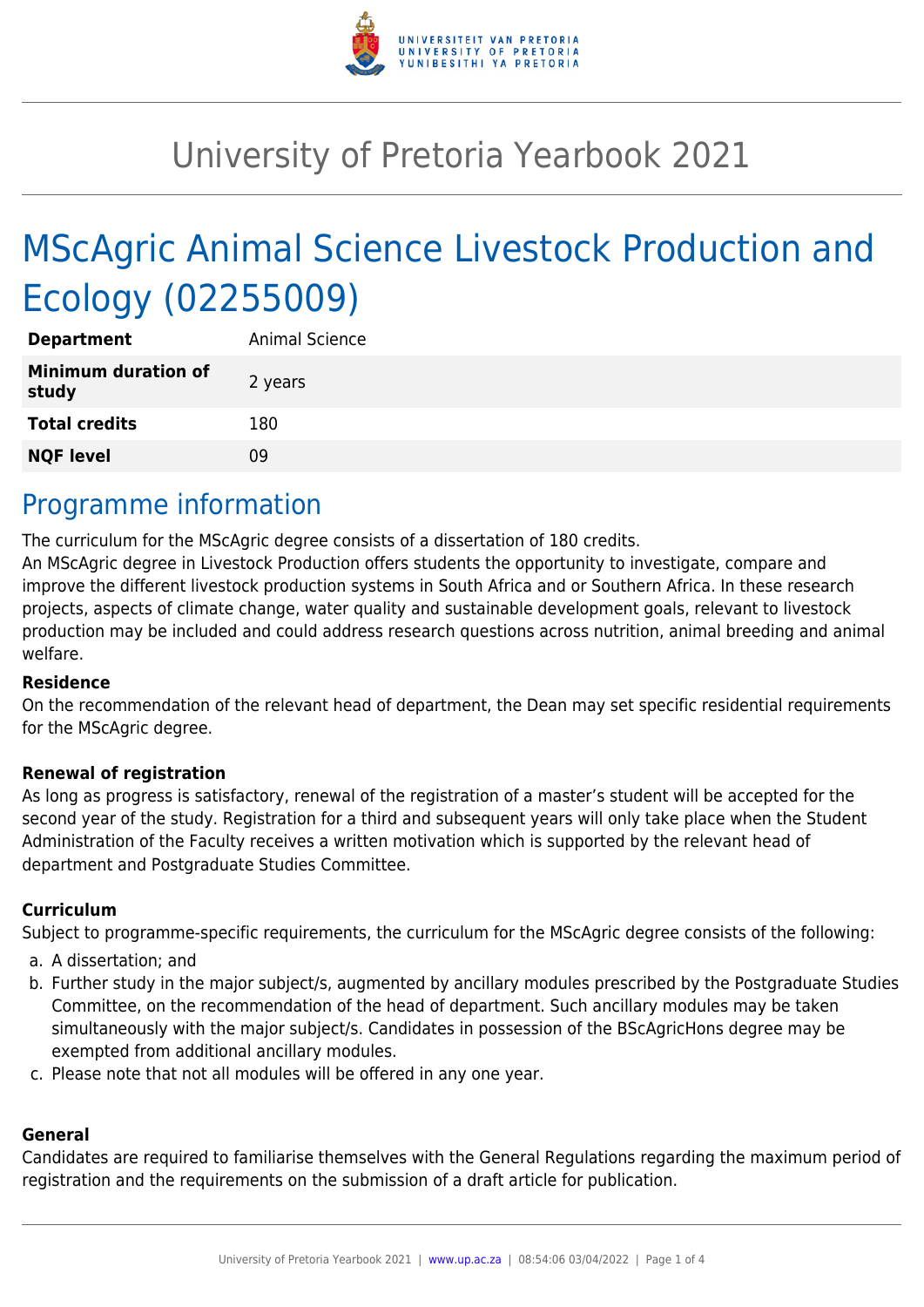# University of Pretoria Yearbook 2021

# MScAgric Animal Science Livestock Production and Ecology (02255009)

| | |
|---|---|
| **Department** | Animal Science |
| **Minimum duration of study** | 2 years |
| **Total credits** | 180 |
| **NQF level** | 09 |

## Programme information

The curriculum for the MScAgric degree consists of a dissertation of 180 credits.
An MScAgric degree in Livestock Production offers students the opportunity to investigate, compare and improve the different livestock production systems in South Africa and or Southern Africa. In these research projects, aspects of climate change, water quality and sustainable development goals, relevant to livestock production may be included and could address research questions across nutrition, animal breeding and animal welfare.

### Residence

On the recommendation of the relevant head of department, the Dean may set specific residential requirements for the MScAgric degree.

### Renewal of registration

As long as progress is satisfactory, renewal of the registration of a master's student will be accepted for the second year of the study. Registration for a third and subsequent years will only take place when the Student Administration of the Faculty receives a written motivation which is supported by the relevant head of department and Postgraduate Studies Committee.

### Curriculum

Subject to programme-specific requirements, the curriculum for the MScAgric degree consists of the following:

a. A dissertation; and
b. Further study in the major subject/s, augmented by ancillary modules prescribed by the Postgraduate Studies Committee, on the recommendation of the head of department. Such ancillary modules may be taken simultaneously with the major subject/s. Candidates in possession of the BScAgricHons degree may be exempted from additional ancillary modules.
c. Please note that not all modules will be offered in any one year.

### General

Candidates are required to familiarise themselves with the General Regulations regarding the maximum period of registration and the requirements on the submission of a draft article for publication.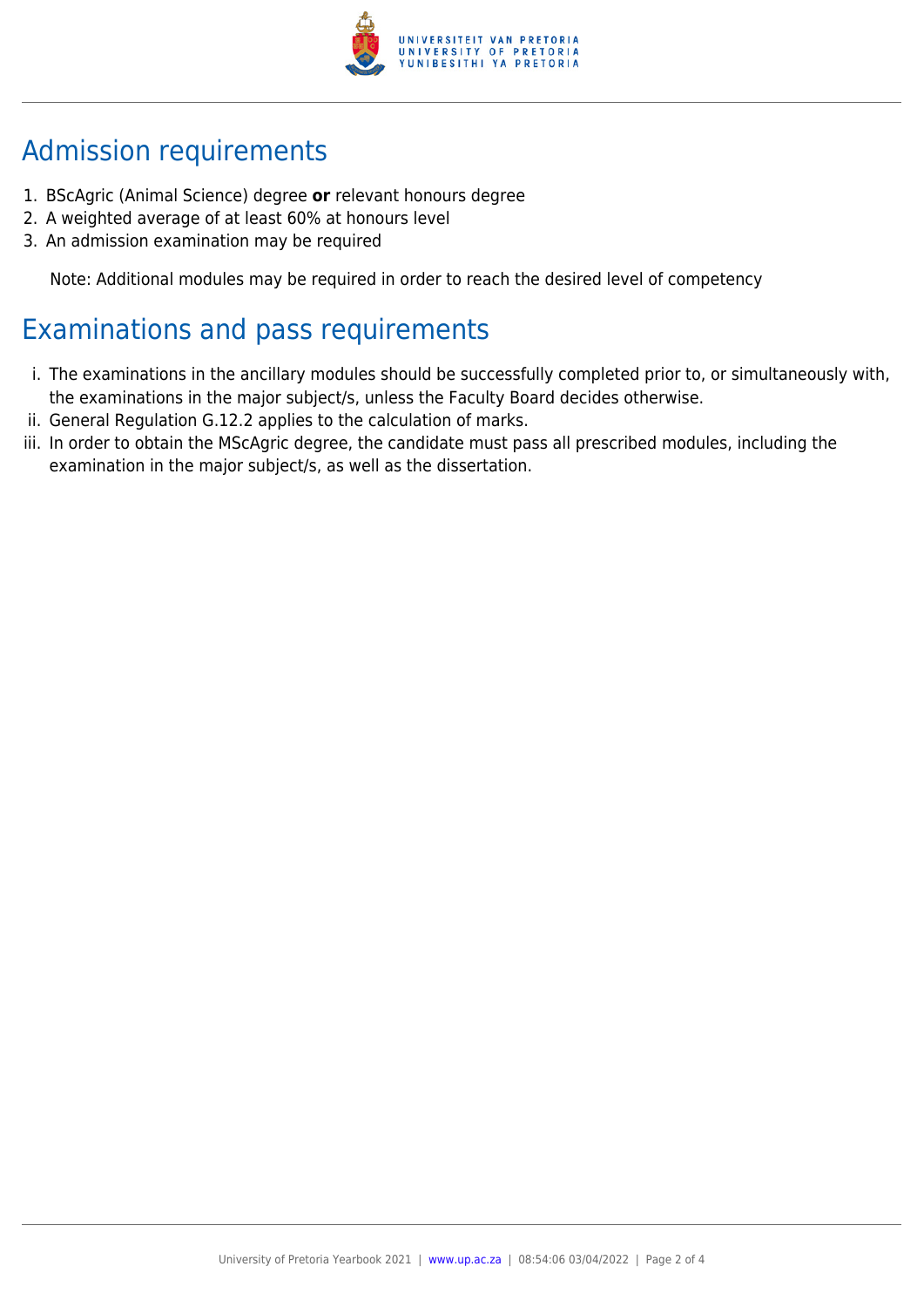## Admission requirements

1. BScAgric (Animal Science) degree **or** relevant honours degree
2. A weighted average of at least 60% at honours level
3. An admission examination may be required

   Note: Additional modules may be required in order to reach the desired level of competency

## Examinations and pass requirements

i. The examinations in the ancillary modules should be successfully completed prior to, or simultaneously with, the examinations in the major subject/s, unless the Faculty Board decides otherwise.
ii. General Regulation G.12.2 applies to the calculation of marks.
iii. In order to obtain the MScAgric degree, the candidate must pass all prescribed modules, including the examination in the major subject/s, as well as the dissertation.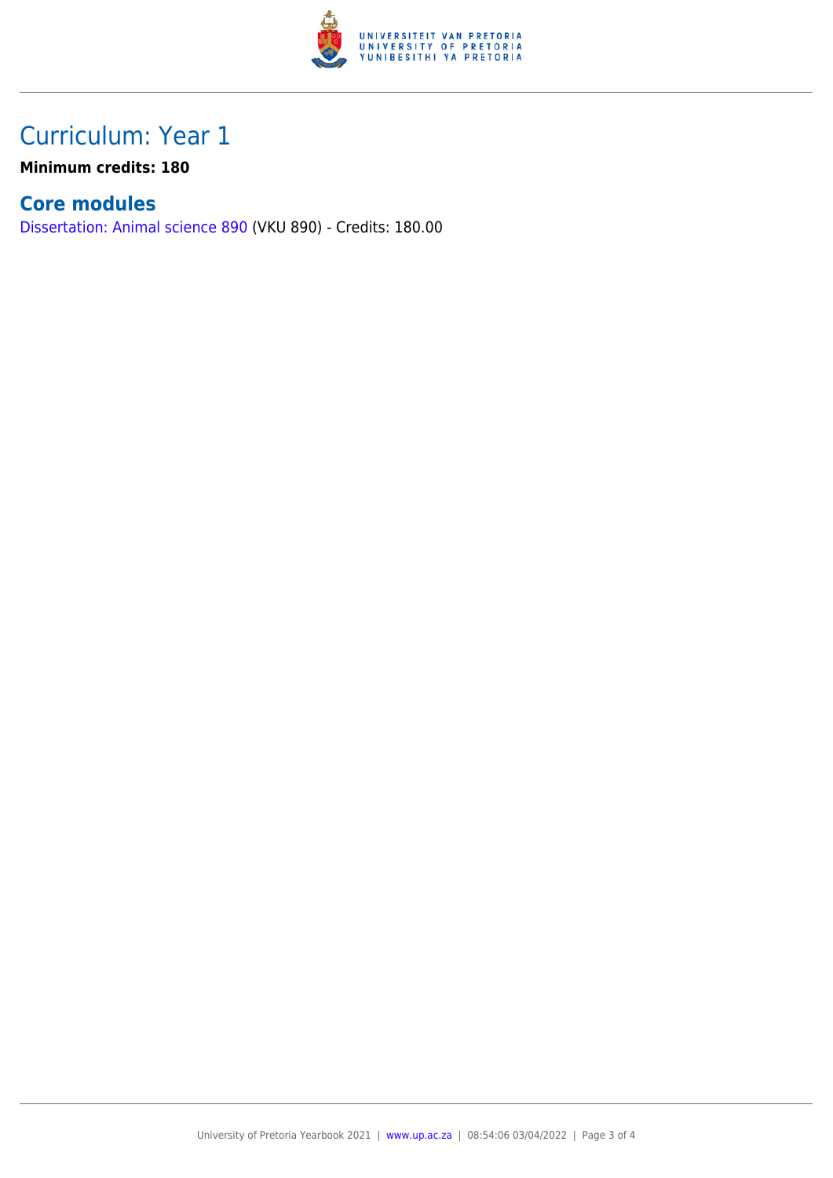# Curriculum: Year 1

**Minimum credits: 180**

## Core modules

Dissertation: Animal science 890 (VKU 890) - Credits: 180.00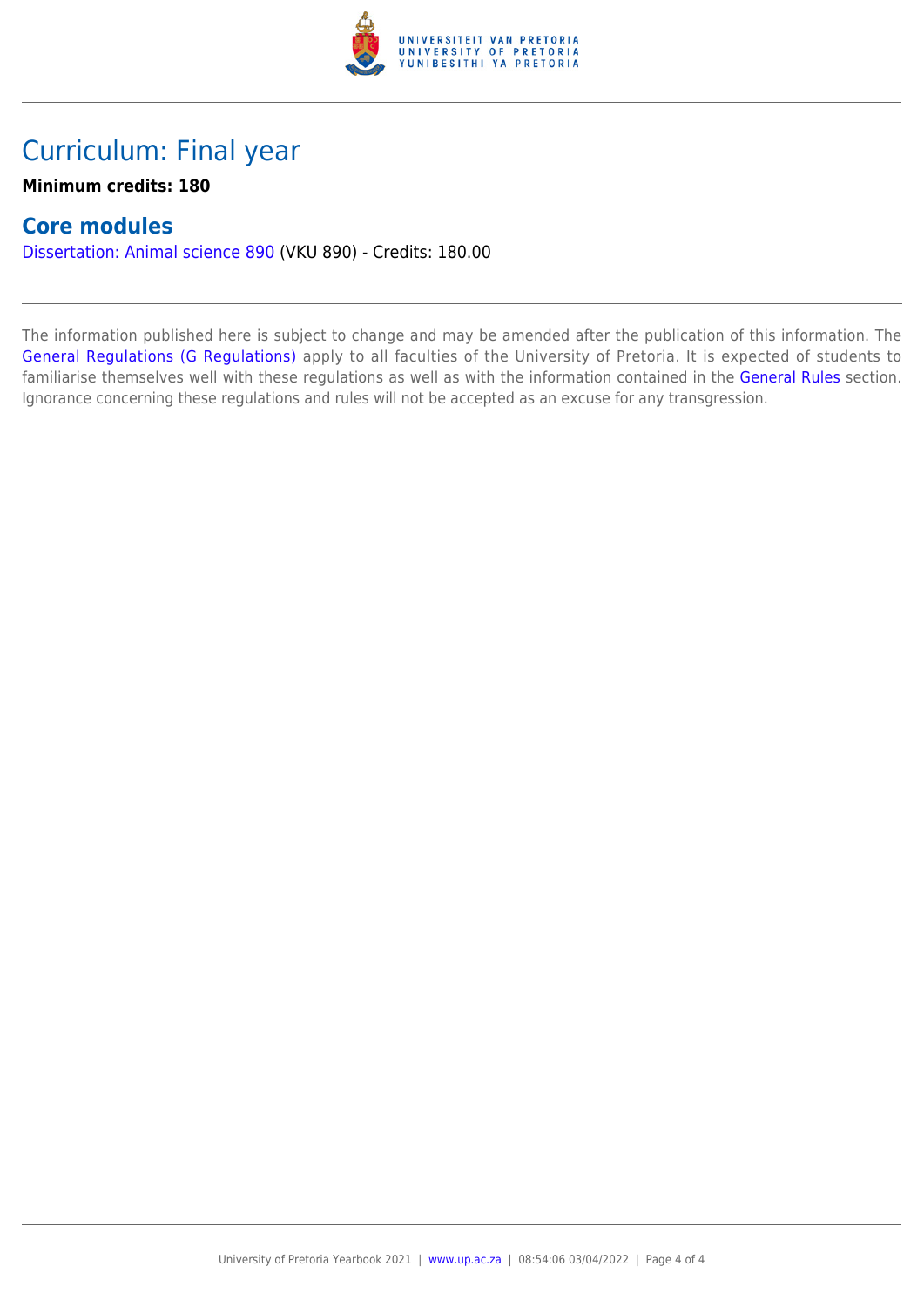## Curriculum: Final year

**Minimum credits: 180**

### Core modules

Dissertation: Animal science 890 (VKU 890) - Credits: 180.00

The information published here is subject to change and may be amended after the publication of this information. The General Regulations (G Regulations) apply to all faculties of the University of Pretoria. It is expected of students to familiarise themselves well with these regulations as well as with the information contained in the General Rules section. Ignorance concerning these regulations and rules will not be accepted as an excuse for any transgression.